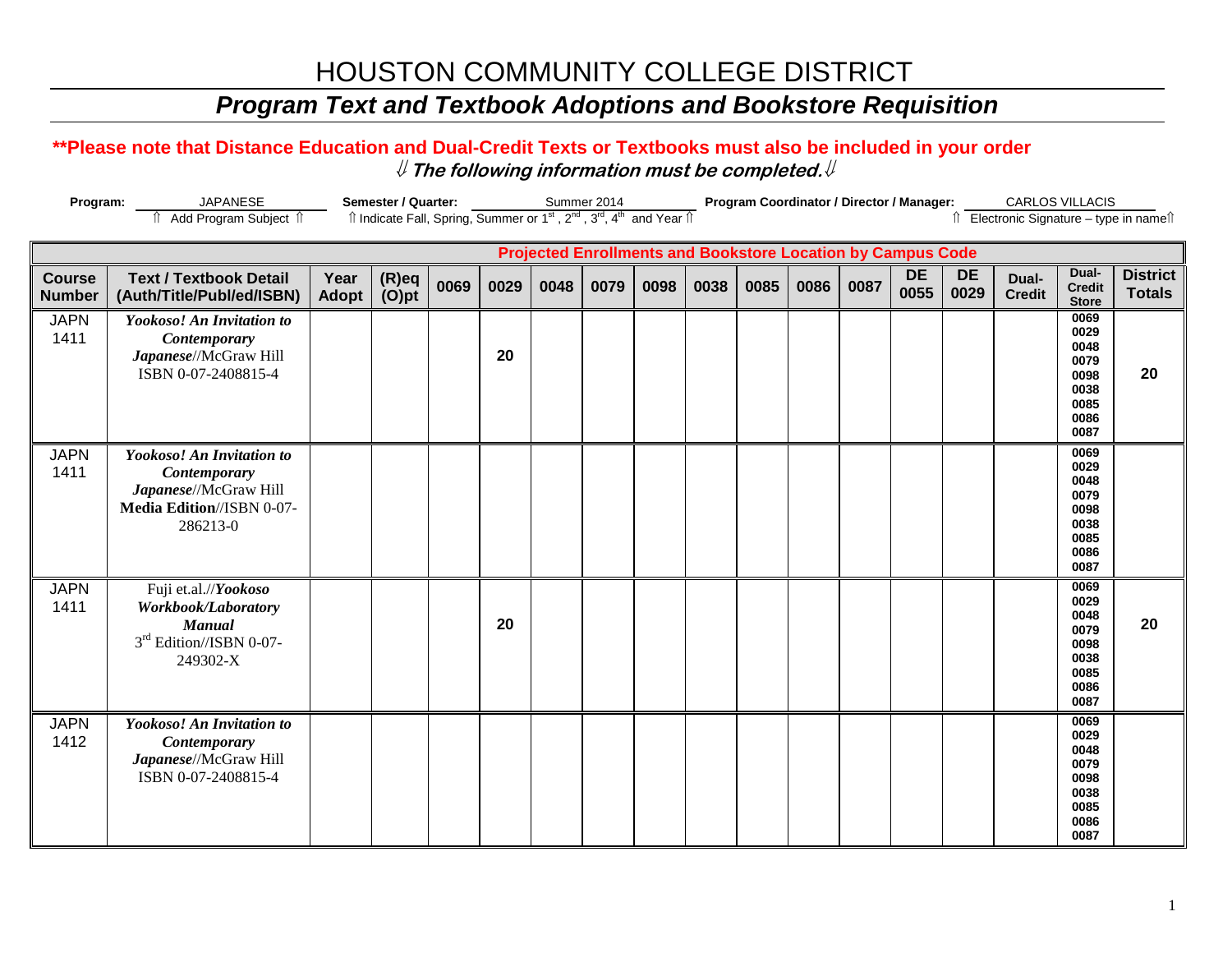# HOUSTON COMMUNITY COLLEGE DISTRICT

## *Program Text and Textbook Adoptions and Bookstore Requisition*

**\*\*Please note that Distance Education and Dual-Credit Texts or Textbooks must also be included in your order**

**⇓ *The following information must be completed.* ⇓**

**Program:** JAPANESE — ⇑ Add Program Subject ⇑

**Semester / Quarter:** Summer 2014 — ⇑ Indicate Fall, Spring, Summer or 1st , 2nd , 3rd, 4th and Year ⇑

**Program Coordinator / Director / Manager:** CARLOS VILLACIS — ⇑ Electronic Signature – type in name⇑

| | | | | Projected Enrollments and Bookstore Location by Campus Code | | | | | | | | | | | | | |
|---|---|---|---|---|---|---|---|---|---|---|---|---|---|---|---|---|---|
| **Course Number** | **Text / Textbook Detail (Auth/Title/Publ/ed/ISBN)** | **Year Adopt** | **(R)eq (O)pt** | **0069** | **0029** | **0048** | **0079** | **0098** | **0038** | **0085** | **0086** | **0087** | **DE 0055** | **DE 0029** | **Dual-Credit** | **Dual-Credit Store** | **District Totals** |
| JAPN 1411 | ***Yookoso! An Invitation to Contemporary Japanese***//McGraw Hill ISBN 0-07-2408815-4 | | | | **20** | | | | | | | | | | | 0069 0029 0048 0079 0098 0038 0085 0086 0087 | **20** |
| JAPN 1411 | ***Yookoso! An Invitation to Contemporary Japanese***//McGraw Hill **Media Edition**//ISBN 0-07-286213-0 | | | | | | | | | | | | | | | 0069 0029 0048 0079 0098 0038 0085 0086 0087 | |
| JAPN 1411 | Fuji et.al.//***Yookoso Workbook/Laboratory Manual*** 3rd Edition//ISBN 0-07-249302-X | | | | **20** | | | | | | | | | | | 0069 0029 0048 0079 0098 0038 0085 0086 0087 | **20** |
| JAPN 1412 | ***Yookoso! An Invitation to Contemporary Japanese***//McGraw Hill ISBN 0-07-2408815-4 | | | | | | | | | | | | | | | 0069 0029 0048 0079 0098 0038 0085 0086 0087 | |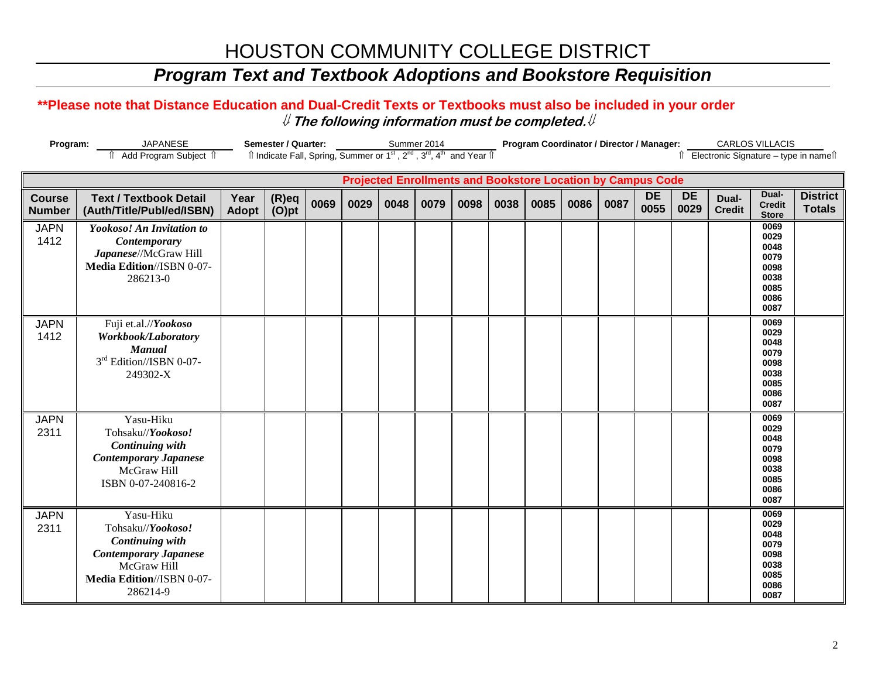# HOUSTON COMMUNITY COLLEGE DISTRICT

## *Program Text and Textbook Adoptions and Bookstore Requisition*

**\*\*Please note that Distance Education and Dual-Credit Texts or Textbooks must also be included in your order**

⇓ ***The following information must be completed.*** ⇓

**Program:** JAPANESE — ⇑ Add Program Subject ⇑

**Semester / Quarter:** Summer 2014 — ⇑ Indicate Fall, Spring, Summer or 1st, 2nd, 3rd, 4th and Year ⇑

**Program Coordinator / Director / Manager:** CARLOS VILLACIS — ⇑ Electronic Signature – type in name⇑

| | | | | Projected Enrollments and Bookstore Location by Campus Code | | | | | | | | | | | | | |
|---|---|---|---|---|---|---|---|---|---|---|---|---|---|---|---|---|---|
| **Course Number** | **Text / Textbook Detail (Auth/Title/Publ/ed/ISBN)** | **Year Adopt** | **(R)eq (O)pt** | **0069** | **0029** | **0048** | **0079** | **0098** | **0038** | **0085** | **0086** | **0087** | **DE 0055** | **DE 0029** | **Dual-Credit** | **Dual-Credit Store** | **District Totals** |
| JAPN 1412 | ***Yookoso! An Invitation to Contemporary Japanese***//McGraw Hill **Media Edition**//ISBN 0-07-286213-0 | | | | | | | | | | | | | | | 0069 0029 0048 0079 0098 0038 0085 0086 0087 | |
| JAPN 1412 | Fuji et.al.//***Yookoso Workbook/Laboratory Manual*** 3rd Edition//ISBN 0-07-249302-X | | | | | | | | | | | | | | | 0069 0029 0048 0079 0098 0038 0085 0086 0087 | |
| JAPN 2311 | Yasu-Hiku Tohsaku//***Yookoso! Continuing with Contemporary Japanese*** McGraw Hill ISBN 0-07-240816-2 | | | | | | | | | | | | | | | 0069 0029 0048 0079 0098 0038 0085 0086 0087 | |
| JAPN 2311 | Yasu-Hiku Tohsaku//***Yookoso! Continuing with Contemporary Japanese*** McGraw Hill **Media Edition**//ISBN 0-07-286214-9 | | | | | | | | | | | | | | | 0069 0029 0048 0079 0098 0038 0085 0086 0087 | |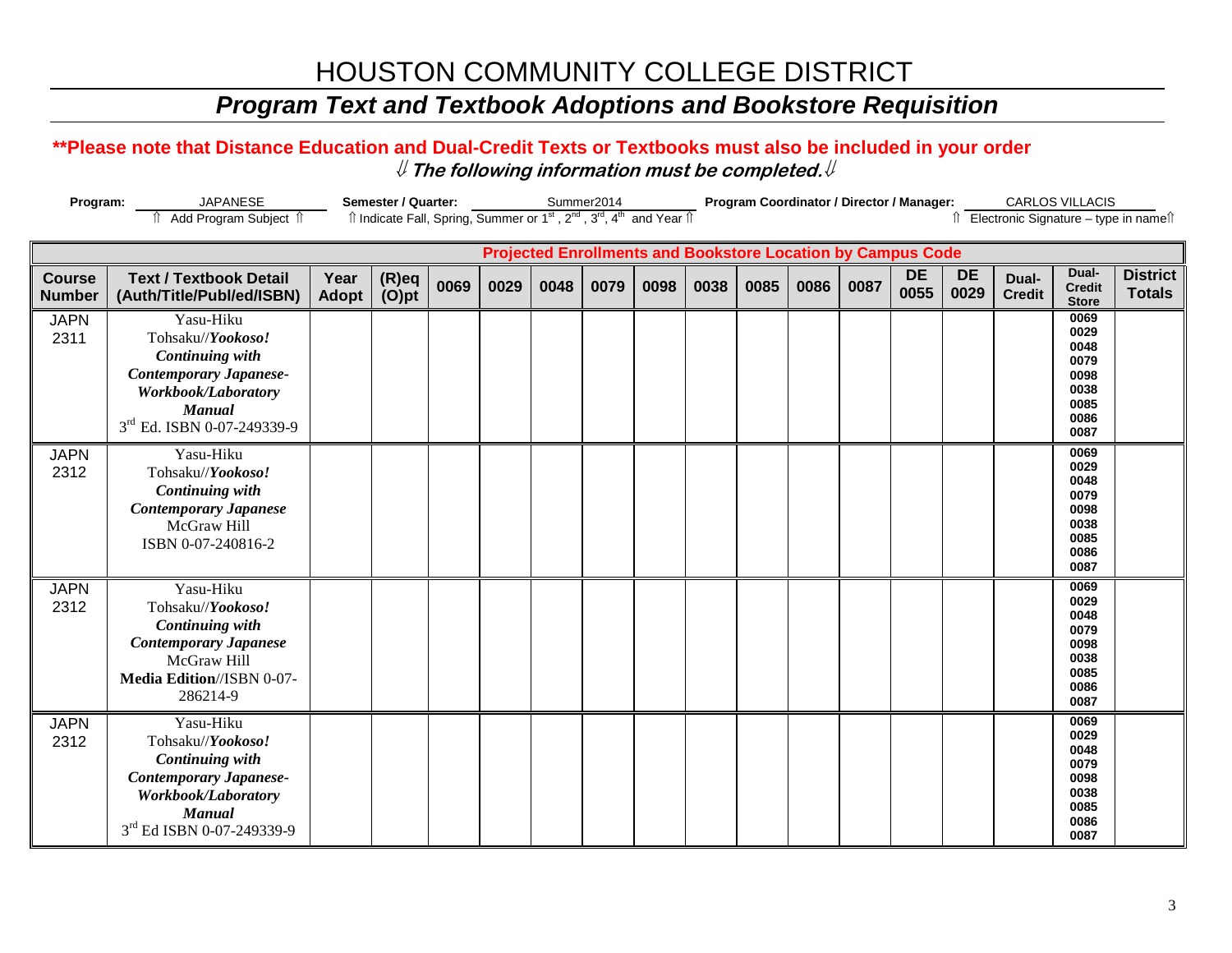# HOUSTON COMMUNITY COLLEGE DISTRICT

## *Program Text and Textbook Adoptions and Bookstore Requisition*

**\*\*Please note that Distance Education and Dual-Credit Texts or Textbooks must also be included in your order**

⇓ ***The following information must be completed.*** ⇓

**Program:** JAPANESE
⇑ Add Program Subject ⇑

**Semester / Quarter:** Summer2014
⇑ Indicate Fall, Spring, Summer or 1st, 2nd, 3rd, 4th and Year ⇑

**Program Coordinator / Director / Manager:** CARLOS VILLACIS
⇑ Electronic Signature – type in name⇑

| | | | | Projected Enrollments and Bookstore Location by Campus Code | | | | | | | | | | | | | |
|---|---|---|---|---|---|---|---|---|---|---|---|---|---|---|---|---|---|
| **Course Number** | **Text / Textbook Detail (Auth/Title/Publ/ed/ISBN)** | **Year Adopt** | **(R)eq (O)pt** | **0069** | **0029** | **0048** | **0079** | **0098** | **0038** | **0085** | **0086** | **0087** | **DE 0055** | **DE 0029** | **Dual-Credit** | **Dual-Credit Store** | **District Totals** |
| JAPN 2311 | Yasu-Hiku Tohsaku//***Yookoso! Continuing with Contemporary Japanese- Workbook/Laboratory Manual*** 3rd Ed. ISBN 0-07-249339-9 | | | | | | | | | | | | | | | 0069 0029 0048 0079 0098 0038 0085 0086 0087 | |
| JAPN 2312 | Yasu-Hiku Tohsaku//***Yookoso! Continuing with Contemporary Japanese*** McGraw Hill ISBN 0-07-240816-2 | | | | | | | | | | | | | | | 0069 0029 0048 0079 0098 0038 0085 0086 0087 | |
| JAPN 2312 | Yasu-Hiku Tohsaku//***Yookoso! Continuing with Contemporary Japanese*** McGraw Hill **Media Edition**//ISBN 0-07-286214-9 | | | | | | | | | | | | | | | 0069 0029 0048 0079 0098 0038 0085 0086 0087 | |
| JAPN 2312 | Yasu-Hiku Tohsaku//***Yookoso! Continuing with Contemporary Japanese- Workbook/Laboratory Manual*** 3rd Ed ISBN 0-07-249339-9 | | | | | | | | | | | | | | | 0069 0029 0048 0079 0098 0038 0085 0086 0087 | |